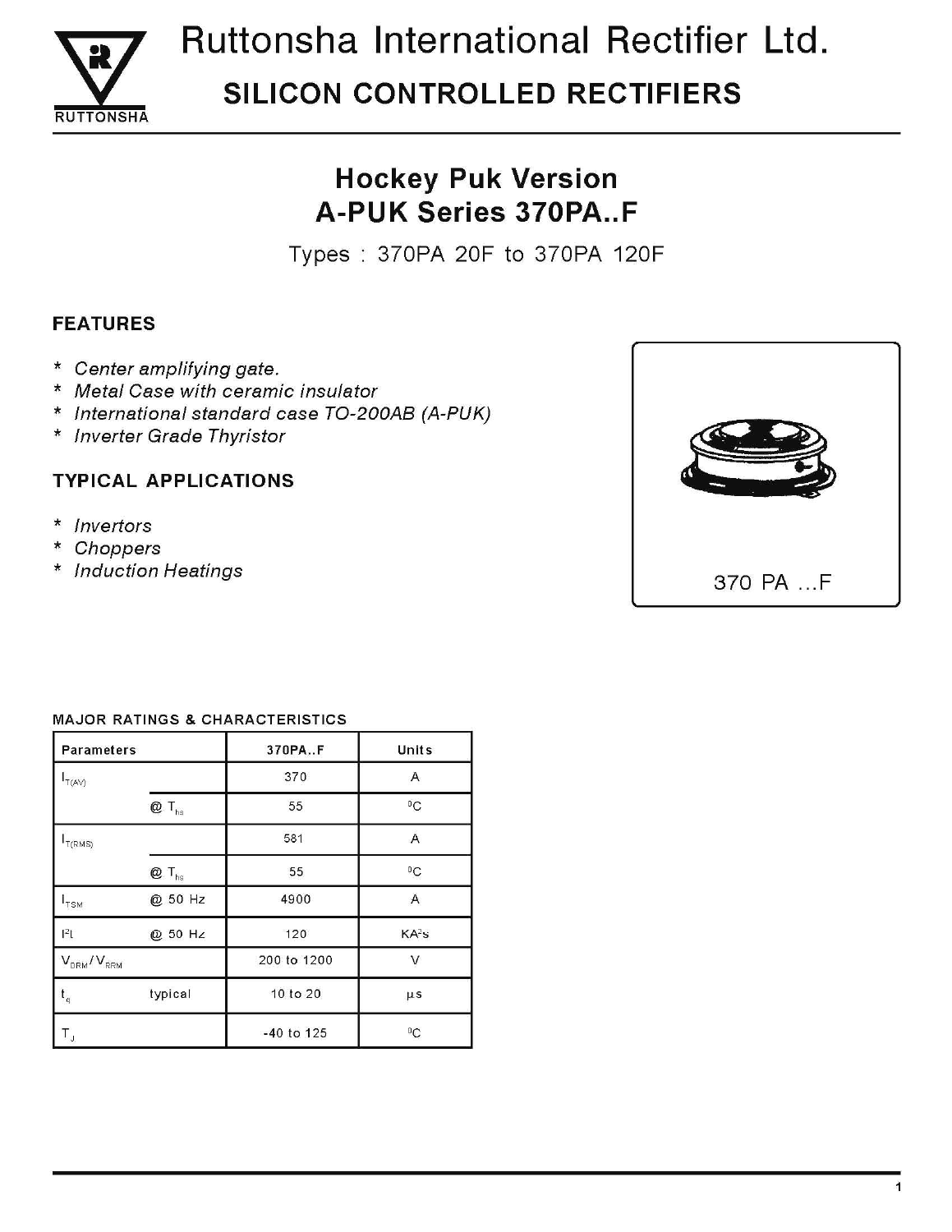# Ruttonsha International Rectifier Ltd.

## SILICON CONTROLLED RECTIFIERS

## Hockey Puk Version
## A-PUK Series 370PA..F

Types : 370PA 20F to 370PA 120F

### FEATURES

- *Center amplifying gate.*
- *Metal Case with ceramic insulator*
- *International standard case TO-200AB (A-PUK)*
- *Inverter Grade Thyristor*

### TYPICAL APPLICATIONS

- *Invertors*
- *Choppers*
- *Induction Heatings*

370 PA ...F

### MAJOR RATINGS & CHARACTERISTICS

| Parameters | | 370PA..F | Units |
|---|---|---|---|
| $I_{T(AV)}$ | | 370 | A |
| | @ $T_{hs}$ | 55 | $^0C$ |
| $I_{T(RMS)}$ | | 581 | A |
| | @ $T_{hs}$ | 55 | $^0C$ |
| $I_{TSM}$ | @ 50 Hz | 4900 | A |
| $I^2t$ | @ 50 Hz | 120 | $KA^2s$ |
| $V_{DRM}/V_{RRM}$ | | 200 to 1200 | V |
| $t_q$ | typical | 10 to 20 | µs |
| $T_J$ | | -40 to 125 | $^0C$ |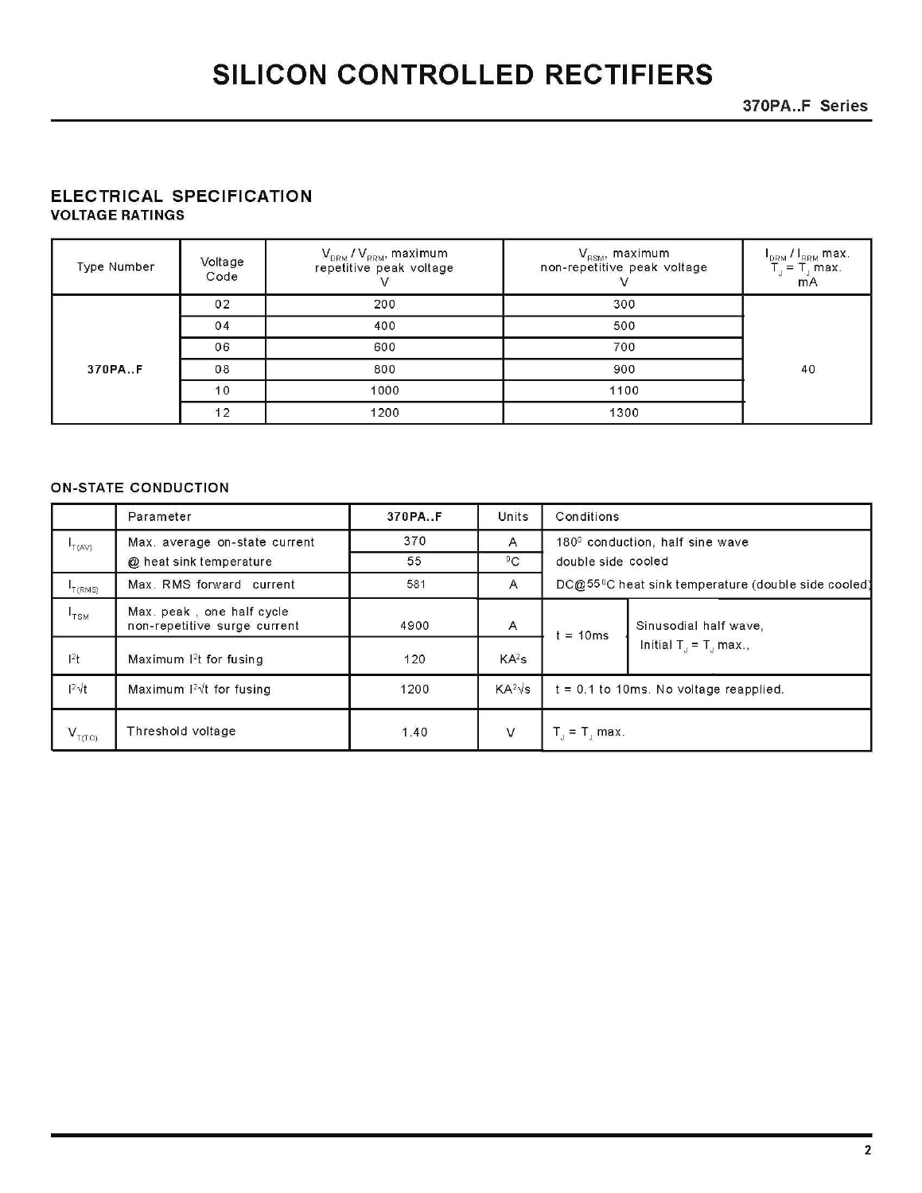# SILICON CONTROLLED RECTIFIERS

## ELECTRICAL SPECIFICATION

### VOLTAGE RATINGS

| Type Number | Voltage Code | $V_{DRM}$ / $V_{RRM}$, maximum repetitive peak voltage V | $V_{RSM}$, maximum non-repetitive peak voltage V | $I_{DRM}$ / $I_{RRM}$ max. $T_J = T_J$ max. mA |
|---|---|---|---|---|
| 370PA..F | 02 | 200 | 300 | 40 |
| | 04 | 400 | 500 | |
| | 06 | 600 | 700 | |
| | 08 | 800 | 900 | |
| | 10 | 1000 | 1100 | |
| | 12 | 1200 | 1300 | |

### ON-STATE CONDUCTION

| | Parameter | 370PA..F | Units | Conditions | |
|---|---|---|---|---|---|
| $I_{T(AV)}$ | Max. average on-state current | 370 | A | 180⁰ conduction, half sine wave | |
| | @ heat sink temperature | 55 | ⁰C | double side cooled | |
| $I_{T(RMS)}$ | Max. RMS forward current | 581 | A | DC@55⁰C heat sink temperature (double side cooled) | |
| $I_{TSM}$ | Max. peak , one half cycle non-repetitive surge current | 4900 | A | t = 10ms | Sinusodial half wave, Initial $T_J = T_J$ max., |
| $I^2t$ | Maximum $I^2t$ for fusing | 120 | $KA^2s$ | | |
| $I^2\sqrt{t}$ | Maximum $I^2\sqrt{t}$ for fusing | 1200 | $KA^2\sqrt{s}$ | t = 0.1 to 10ms. No voltage reapplied. | |
| $V_{T(TO)}$ | Threshold voltage | 1.40 | V | $T_J = T_J$ max. | |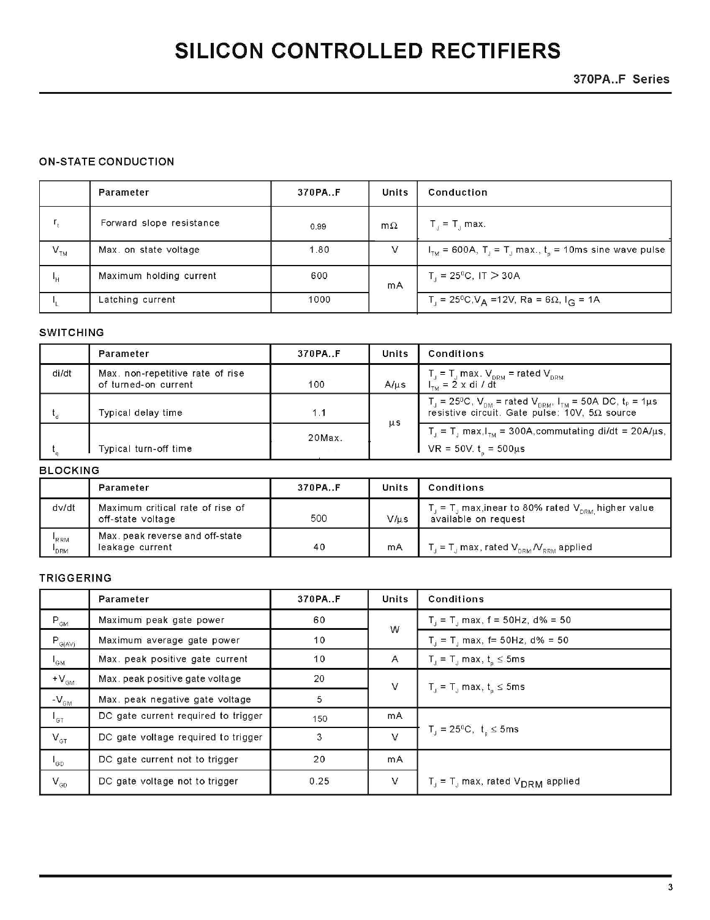# SILICON CONTROLLED RECTIFIERS

## 370PA..F Series

### ON-STATE CONDUCTION

| | Parameter | 370PA..F | Units | Conduction |
|---|---|---|---|---|
| $r_t$ | Forward slope resistance | 0.99 | mΩ | $T_J = T_J$ max. |
| $V_{TM}$ | Max. on state voltage | 1.80 | V | $I_{TM}$ = 600A, $T_J = T_J$ max., $t_p$ = 10ms sine wave pulse |
| $I_H$ | Maximum holding current | 600 | mA | $T_J$ = 25°C, IT > 30A |
| $I_L$ | Latching current | 1000 | mA | $T_J$ = 25°C, $V_A$ =12V, Ra = 6Ω, $I_G$ = 1A |

### SWITCHING

| | Parameter | 370PA..F | Units | Conditions |
|---|---|---|---|---|
| di/dt | Max. non-repetitive rate of rise of turned-on current | 100 | A/µs | $T_J = T_J$ max. $V_{DRM}$ = rated $V_{DRM}$ $I_{TM}$ = 2 x di / dt |
| $t_d$ | Typical delay time | 1.1 | µs | $T_J$ = 25°C, $V_{DM}$ = rated $V_{DRM}$, $I_{TM}$ = 50A DC, $t_p$ = 1µs resistive circuit. Gate pulse: 10V, 5Ω source |
| $t_q$ | Typical turn-off time | 20Max. | µs | $T_J = T_J$ max, $I_{TM}$ = 300A, commutating di/dt = 20A/µs, VR = 50V. $t_p$ = 500µs |

### BLOCKING

| | Parameter | 370PA..F | Units | Conditions |
|---|---|---|---|---|
| dv/dt | Maximum critical rate of rise of off-state voltage | 500 | V/µs | $T_J = T_J$ max,inear to 80% rated $V_{DRM}$, higher value available on request |
| $I_{RRM}$ $I_{DRM}$ | Max. peak reverse and off-state leakage current | 40 | mA | $T_J = T_J$ max, rated $V_{DRM}/V_{RRM}$ applied |

### TRIGGERING

| | Parameter | 370PA..F | Units | Conditions |
|---|---|---|---|---|
| $P_{GM}$ | Maximum peak gate power | 60 | W | $T_J = T_J$ max, f = 50Hz, d% = 50 |
| $P_{G(AV)}$ | Maximum average gate power | 10 | W | $T_J = T_J$ max, f= 50Hz, d% = 50 |
| $I_{GM}$ | Max. peak positive gate current | 10 | A | $T_J = T_J$ max, $t_p \leq$ 5ms |
| $+V_{GM}$ | Max. peak positive gate voltage | 20 | V | $T_J = T_J$ max, $t_p \leq$ 5ms |
| $-V_{GM}$ | Max. peak negative gate voltage | 5 | V | $T_J = T_J$ max, $t_p \leq$ 5ms |
| $I_{GT}$ | DC gate current required to trigger | 150 | mA | $T_J$ = 25°C, $t_p \leq$ 5ms |
| $V_{GT}$ | DC gate voltage required to trigger | 3 | V | $T_J$ = 25°C, $t_p \leq$ 5ms |
| $I_{GD}$ | DC gate current not to trigger | 20 | mA | $T_J = T_J$ max, rated $V_{DRM}$ applied |
| $V_{GD}$ | DC gate voltage not to trigger | 0.25 | V | $T_J = T_J$ max, rated $V_{DRM}$ applied |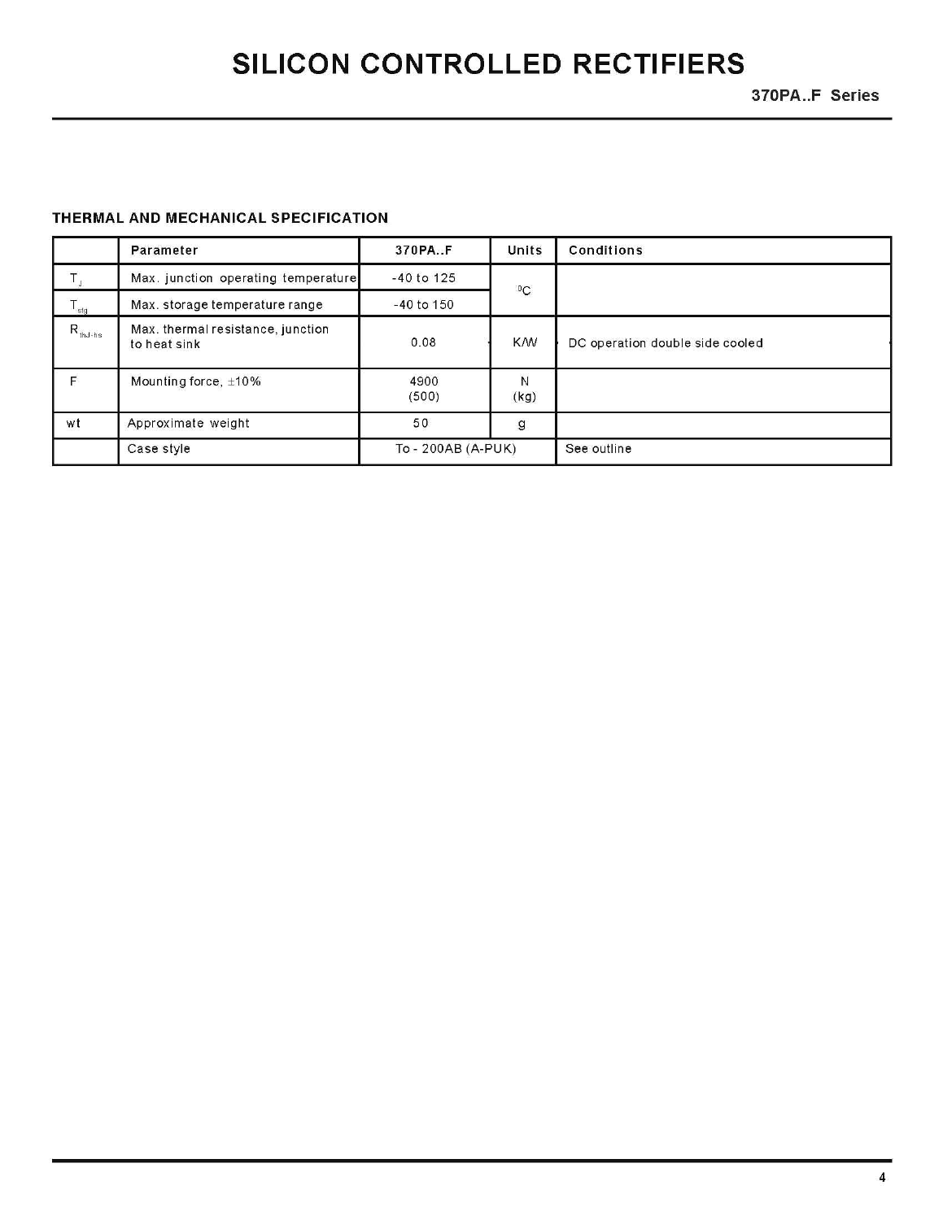# SILICON CONTROLLED RECTIFIERS

370PA..F Series

### THERMAL AND MECHANICAL SPECIFICATION

| | Parameter | 370PA..F | Units | Conditions |
|---|---|---|---|---|
| $T_J$ | Max. junction operating temperature | -40 to 125 | $^0C$ | |
| $T_{stg}$ | Max. storage temperature range | -40 to 150 | | |
| $R_{thJ-hs}$ | Max. thermal resistance, junction to heat sink | 0.08 | K/W | DC operation double side cooled |
| F | Mounting force, ±10% | 4900 (500) | N (kg) | |
| wt | Approximate weight | 50 | g | |
| | Case style | To - 200AB (A-PUK) | | See outline |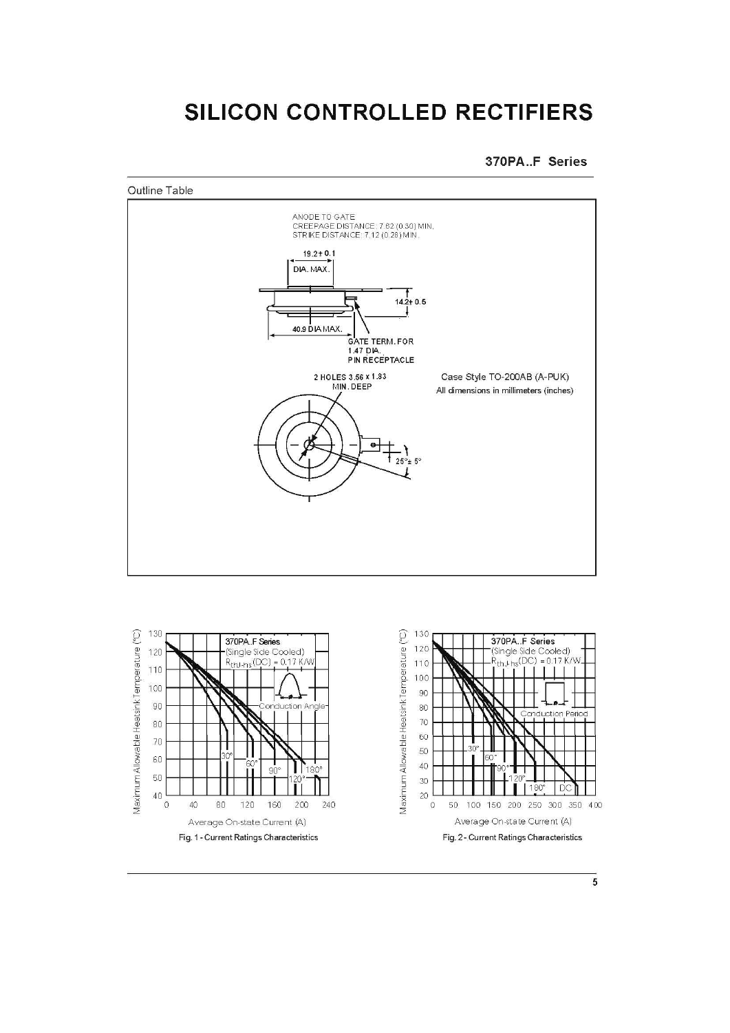# SILICON CONTROLLED RECTIFIERS

## 370PA..F Series

Outline Table

ANODE TO GATE
CREEPAGE DISTANCE: 7.62 (0.30) MIN.
STRIKE DISTANCE: 7.12 (0.28) MIN.

19.2 ± 0.1 DIA. MAX.

14.2 ± 0.5

40.9 DIA MAX.

GATE TERM. FOR 1.47 DIA. PIN RECEPTACLE

2 HOLES 3.56 x 1.83 MIN. DEEP

25° ± 5°

Case Style TO-200AB (A-PUK)

All dimensions in millimeters (inches)

370PA..F Series (Single Side Cooled) $R_{thJ-hs}(DC) = 0.17$ K/W

Maximum Allowable Heatsink Temperature (°C) vs. Average On-state Current (A); Conduction Angle: 30°, 60°, 90°, 120°, 180°

Fig. 1 - Current Ratings Characteristics

370PA..F Series (Single Side Cooled) $R_{thJ-hs}(DC) = 0.17$ K/W

Maximum Allowable Heatsink Temperature (°C) vs. Average On-state Current (A); Conduction Period: 30°, 60°, 90°, 120°, 180°, DC

Fig. 2 - Current Ratings Characteristics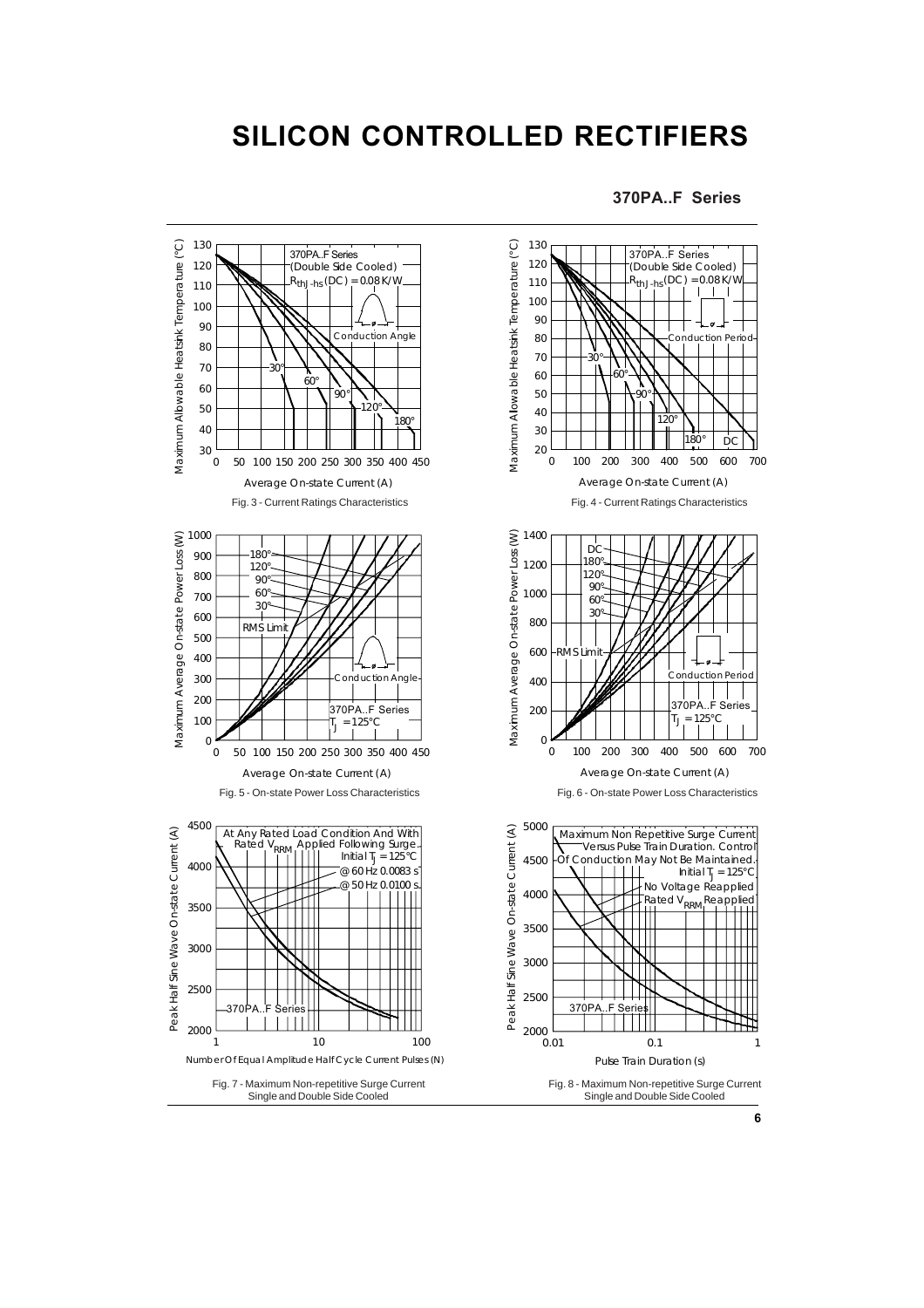# SILICON CONTROLLED RECTIFIERS

## 370PA..F Series

Fig. 3 - Current Ratings Characteristics

Fig. 4 - Current Ratings Characteristics

Fig. 5 - On-state Power Loss Characteristics

Fig. 6 - On-state Power Loss Characteristics

Fig. 7 - Maximum Non-repetitive Surge Current Single and Double Side Cooled

Fig. 8 - Maximum Non-repetitive Surge Current Single and Double Side Cooled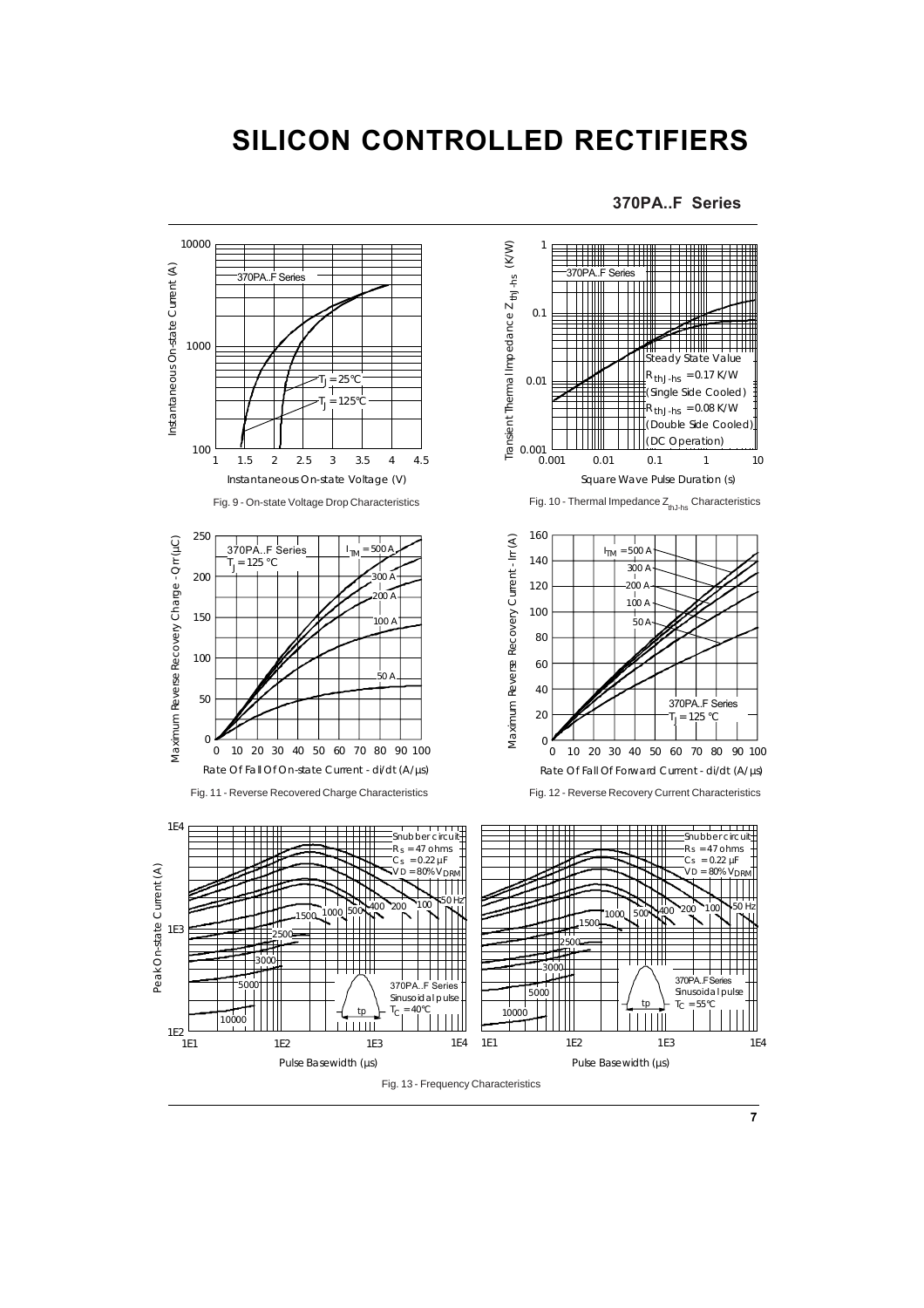# SILICON CONTROLLED RECTIFIERS

**370PA..F Series**

Fig. 9 - On-state Voltage Drop Characteristics

Fig. 10 - Thermal Impedance $Z_{thJ-hs}$ Characteristics

Fig. 11 - Reverse Recovered Charge Characteristics

Fig. 12 - Reverse Recovery Current Characteristics

Fig. 13 - Frequency Characteristics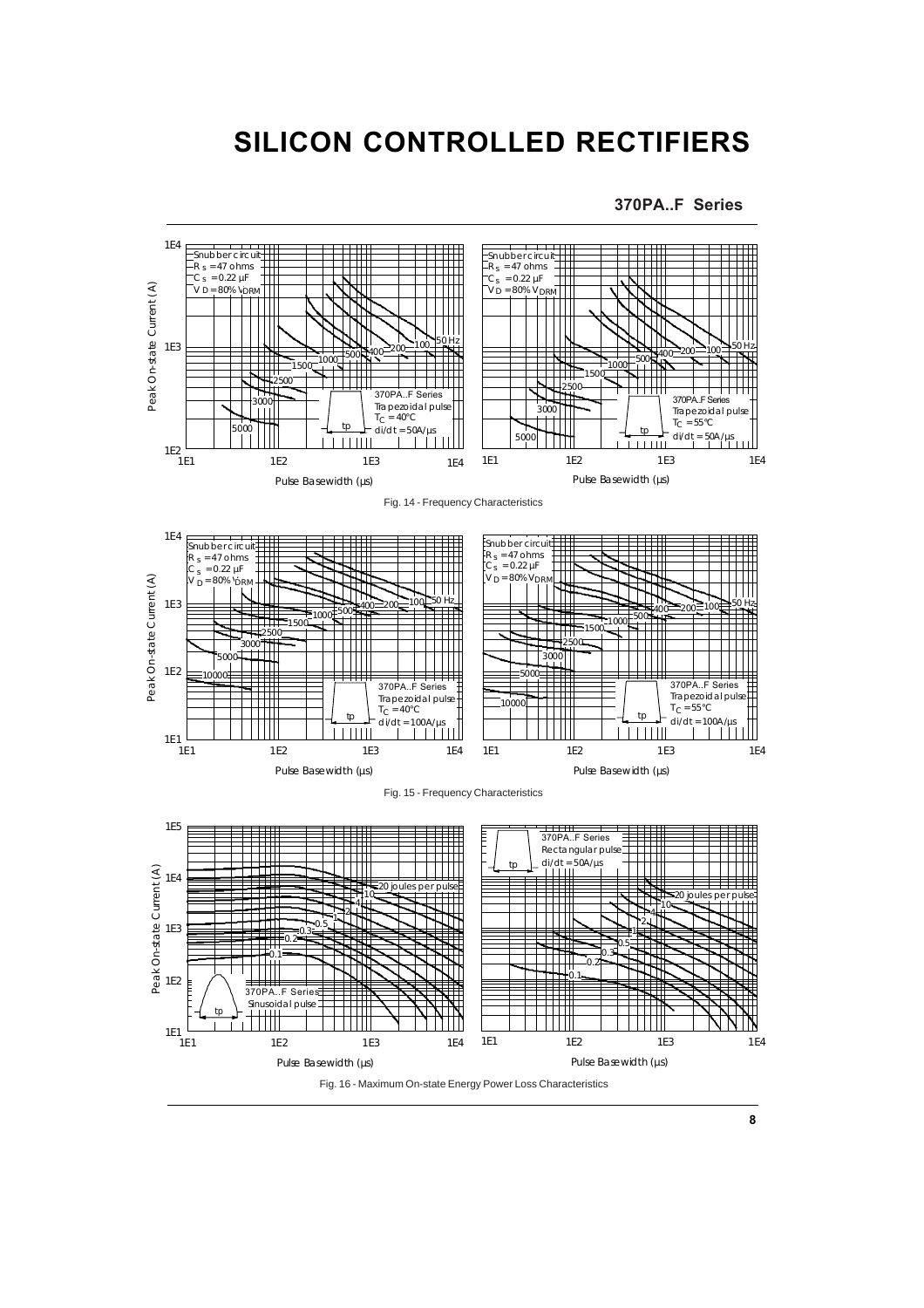# SILICON CONTROLLED RECTIFIERS

**370PA..F Series**

Fig. 14 - Frequency Characteristics

Fig. 15 - Frequency Characteristics

Fig. 16 - Maximum On-state Energy Power Loss Characteristics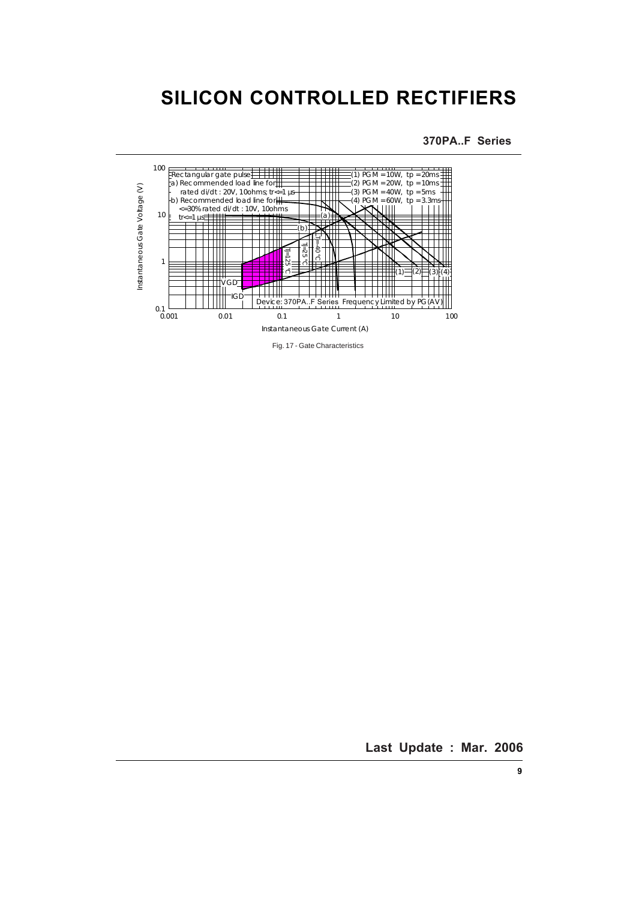# SILICON CONTROLLED RECTIFIERS

**370PA..F Series**

Instantaneous Gate Voltage (V)

100
10
1
0.1

0.001 0.01 0.1 1 10 100

Instantaneous Gate Current (A)

Rectangular gate pulse
a) Recommended load line for
rated di/dt : 20V, 10ohms; tr<=1 µs
b) Recommended load line for
<=30% rated di/dt : 10V, 10ohms
tr<=1 µs

(1) PGM = 10W, tp = 20ms
(2) PGM = 20W, tp = 10ms
(3) PGM = 40W, tp = 5ms
(4) PGM = 60W, tp = 3.3ms

(a)
(b)
Tj=-40 °C
Tj=25 °C
Tj=125 °C
(1) (2) (3) (4)
VGD
IGD
Device: 370PA..F Series Frequency Limited by PG(AV)

Fig. 17 - Gate Characteristics

**Last Update : Mar. 2006**